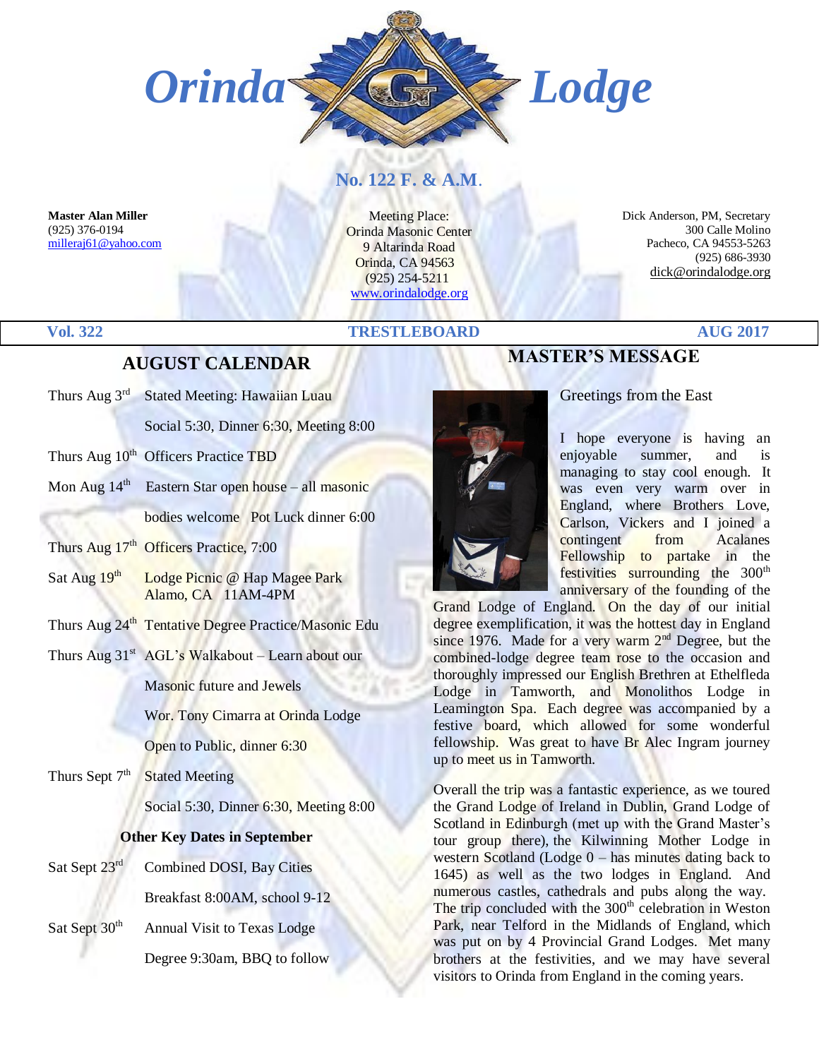# Orinda Lodge

## No. 122 F. & A.M.

**Master Alan Miller**
(925) 376-0194
milleraj61@yahoo.com

Meeting Place:
Orinda Masonic Center
9 Altarinda Road
Orinda, CA 94563
(925) 254-5211
www.orindalodge.org

Dick Anderson, PM, Secretary
300 Calle Molino
Pacheco, CA 94553-5263
(925) 686-3930
dick@orindalodge.org

**Vol. 322** **TRESTLEBOARD** **AUG 2017**

## AUGUST CALENDAR

| | |
|---|---|
| Thurs Aug 3rd | Stated Meeting: Hawaiian Luau |
| | Social 5:30, Dinner 6:30, Meeting 8:00 |
| Thurs Aug 10th | Officers Practice TBD |
| Mon Aug 14th | Eastern Star open house – all masonic |
| | bodies welcome Pot Luck dinner 6:00 |
| Thurs Aug 17th | Officers Practice, 7:00 |
| Sat Aug 19th | Lodge Picnic @ Hap Magee Park Alamo, CA 11AM-4PM |
| Thurs Aug 24th | Tentative Degree Practice/Masonic Edu |
| Thurs Aug 31st | AGL's Walkabout – Learn about our |
| | Masonic future and Jewels |
| | Wor. Tony Cimarra at Orinda Lodge |
| | Open to Public, dinner 6:30 |
| Thurs Sept 7th | Stated Meeting |
| | Social 5:30, Dinner 6:30, Meeting 8:00 |

**Other Key Dates in September**

| | |
|---|---|
| Sat Sept 23rd | Combined DOSI, Bay Cities |
| | Breakfast 8:00AM, school 9-12 |
| Sat Sept 30th | Annual Visit to Texas Lodge |
| | Degree 9:30am, BBQ to follow |

## MASTER'S MESSAGE

Greetings from the East

I hope everyone is having an enjoyable summer, and is managing to stay cool enough. It was even very warm over in England, where Brothers Love, Carlson, Vickers and I joined a contingent from Acalanes Fellowship to partake in the festivities surrounding the 300th anniversary of the founding of the Grand Lodge of England. On the day of our initial degree exemplification, it was the hottest day in England since 1976. Made for a very warm 2nd Degree, but the combined-lodge degree team rose to the occasion and thoroughly impressed our English Brethren at Ethelfleda Lodge in Tamworth, and Monolithos Lodge in Leamington Spa. Each degree was accompanied by a festive board, which allowed for some wonderful fellowship. Was great to have Br Alec Ingram journey up to meet us in Tamworth.

Overall the trip was a fantastic experience, as we toured the Grand Lodge of Ireland in Dublin, Grand Lodge of Scotland in Edinburgh (met up with the Grand Master's tour group there), the Kilwinning Mother Lodge in western Scotland (Lodge 0 – has minutes dating back to 1645) as well as the two lodges in England. And numerous castles, cathedrals and pubs along the way. The trip concluded with the 300th celebration in Weston Park, near Telford in the Midlands of England, which was put on by 4 Provincial Grand Lodges. Met many brothers at the festivities, and we may have several visitors to Orinda from England in the coming years.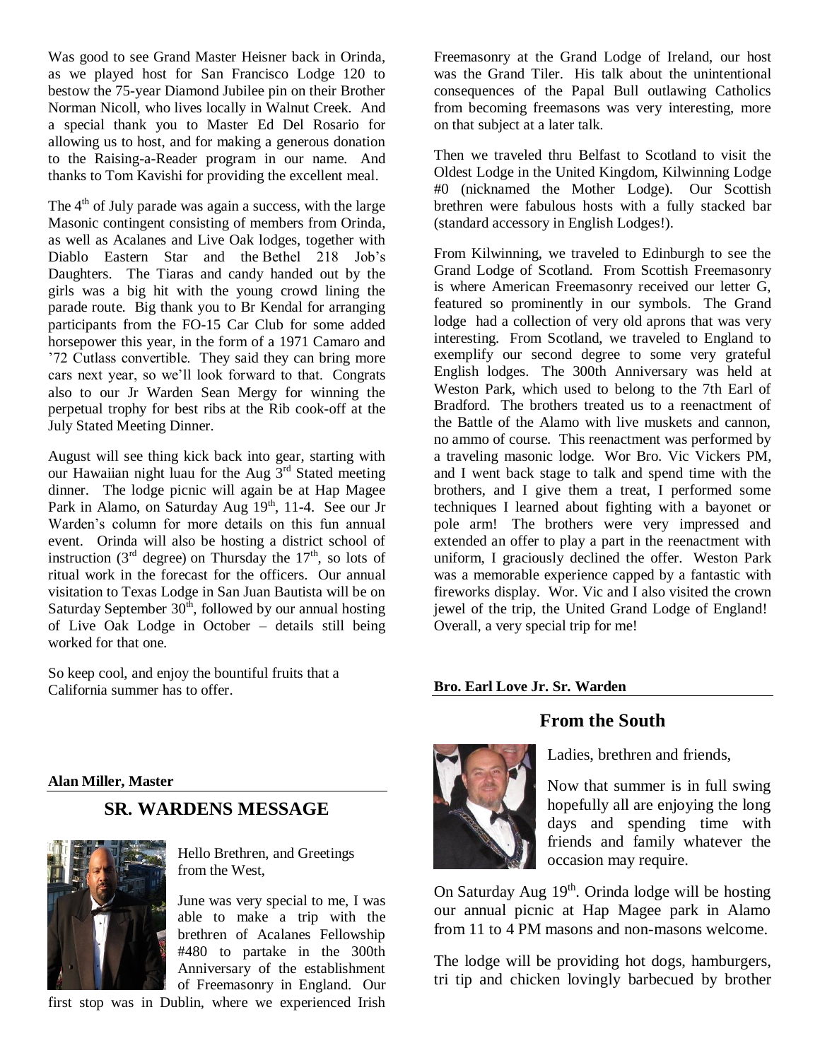Was good to see Grand Master Heisner back in Orinda, as we played host for San Francisco Lodge 120 to bestow the 75-year Diamond Jubilee pin on their Brother Norman Nicoll, who lives locally in Walnut Creek. And a special thank you to Master Ed Del Rosario for allowing us to host, and for making a generous donation to the Raising-a-Reader program in our name. And thanks to Tom Kavishi for providing the excellent meal.

The 4th of July parade was again a success, with the large Masonic contingent consisting of members from Orinda, as well as Acalanes and Live Oak lodges, together with Diablo Eastern Star and the Bethel 218 Job's Daughters. The Tiaras and candy handed out by the girls was a big hit with the young crowd lining the parade route. Big thank you to Br Kendal for arranging participants from the FO-15 Car Club for some added horsepower this year, in the form of a 1971 Camaro and '72 Cutlass convertible. They said they can bring more cars next year, so we'll look forward to that. Congrats also to our Jr Warden Sean Mergy for winning the perpetual trophy for best ribs at the Rib cook-off at the July Stated Meeting Dinner.

August will see thing kick back into gear, starting with our Hawaiian night luau for the Aug 3rd Stated meeting dinner. The lodge picnic will again be at Hap Magee Park in Alamo, on Saturday Aug 19th, 11-4. See our Jr Warden's column for more details on this fun annual event. Orinda will also be hosting a district school of instruction (3rd degree) on Thursday the 17th, so lots of ritual work in the forecast for the officers. Our annual visitation to Texas Lodge in San Juan Bautista will be on Saturday September 30th, followed by our annual hosting of Live Oak Lodge in October – details still being worked for that one.

So keep cool, and enjoy the bountiful fruits that a California summer has to offer.

**Alan Miller, Master**

## SR. WARDENS MESSAGE

Hello Brethren, and Greetings from the West,

June was very special to me, I was able to make a trip with the brethren of Acalanes Fellowship #480 to partake in the 300th Anniversary of the establishment of Freemasonry in England. Our first stop was in Dublin, where we experienced Irish Freemasonry at the Grand Lodge of Ireland, our host was the Grand Tiler. His talk about the unintentional consequences of the Papal Bull outlawing Catholics from becoming freemasons was very interesting, more on that subject at a later talk.

Then we traveled thru Belfast to Scotland to visit the Oldest Lodge in the United Kingdom, Kilwinning Lodge #0 (nicknamed the Mother Lodge). Our Scottish brethren were fabulous hosts with a fully stacked bar (standard accessory in English Lodges!).

From Kilwinning, we traveled to Edinburgh to see the Grand Lodge of Scotland. From Scottish Freemasonry is where American Freemasonry received our letter G, featured so prominently in our symbols. The Grand lodge had a collection of very old aprons that was very interesting. From Scotland, we traveled to England to exemplify our second degree to some very grateful English lodges. The 300th Anniversary was held at Weston Park, which used to belong to the 7th Earl of Bradford. The brothers treated us to a reenactment of the Battle of the Alamo with live muskets and cannon, no ammo of course. This reenactment was performed by a traveling masonic lodge. Wor Bro. Vic Vickers PM, and I went back stage to talk and spend time with the brothers, and I give them a treat, I performed some techniques I learned about fighting with a bayonet or pole arm! The brothers were very impressed and extended an offer to play a part in the reenactment with uniform, I graciously declined the offer. Weston Park was a memorable experience capped by a fantastic with fireworks display. Wor. Vic and I also visited the crown jewel of the trip, the United Grand Lodge of England! Overall, a very special trip for me!

**Bro. Earl Love Jr. Sr. Warden**

## From the South

Ladies, brethren and friends,

Now that summer is in full swing hopefully all are enjoying the long days and spending time with friends and family whatever the occasion may require.

On Saturday Aug 19th. Orinda lodge will be hosting our annual picnic at Hap Magee park in Alamo from 11 to 4 PM masons and non-masons welcome.

The lodge will be providing hot dogs, hamburgers, tri tip and chicken lovingly barbecued by brother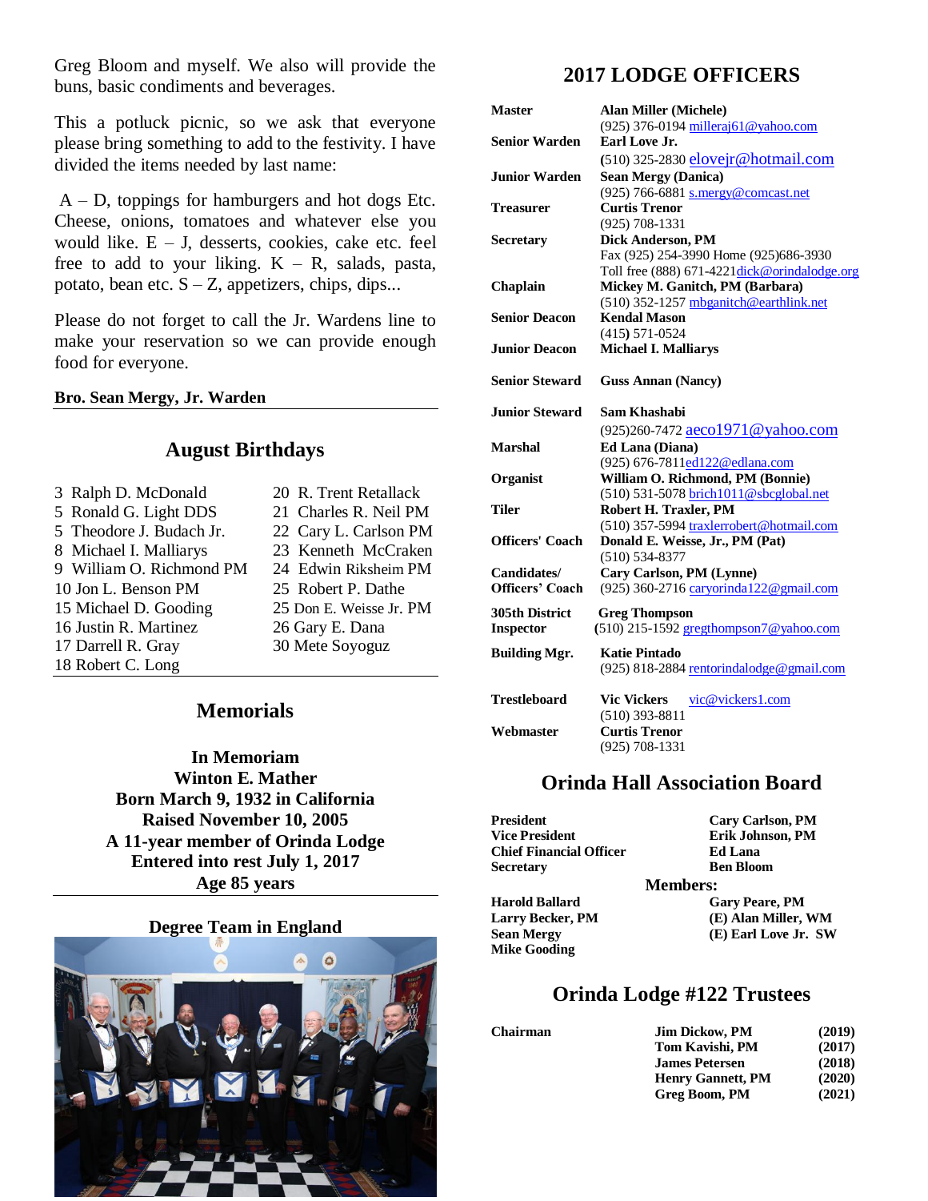Greg Bloom and myself. We also will provide the buns, basic condiments and beverages.

This a potluck picnic, so we ask that everyone please bring something to add to the festivity. I have divided the items needed by last name:

A – D, toppings for hamburgers and hot dogs Etc. Cheese, onions, tomatoes and whatever else you would like. E – J, desserts, cookies, cake etc. feel free to add to your liking. K – R, salads, pasta, potato, bean etc. S – Z, appetizers, chips, dips...

Please do not forget to call the Jr. Wardens line to make your reservation so we can provide enough food for everyone.

**Bro. Sean Mergy, Jr. Warden**

## August Birthdays

3 Ralph D. McDonald
5 Ronald G. Light DDS
5 Theodore J. Budach Jr.
8 Michael I. Malliarys
9 William O. Richmond PM
10 Jon L. Benson PM
15 Michael D. Gooding
16 Justin R. Martinez
17 Darrell R. Gray
18 Robert C. Long
20 R. Trent Retallack
21 Charles R. Neil PM
22 Cary L. Carlson PM
23 Kenneth McCraken
24 Edwin Riksheim PM
25 Robert P. Dathe
25 Don E. Weisse Jr. PM
26 Gary E. Dana
30 Mete Soyoguz

## Memorials

**In Memoriam**
**Winton E. Mather**
**Born March 9, 1932 in California**
**Raised November 10, 2005**
**A 11-year member of Orinda Lodge**
**Entered into rest July 1, 2017**
**Age 85 years**

### Degree Team in England

## 2017 LODGE OFFICERS

| | |
|---|---|
| **Master** | **Alan Miller (Michele)** (925) 376-0194 milleraj61@yahoo.com |
| **Senior Warden** | **Earl Love Jr.** (510) 325-2830 elovejr@hotmail.com |
| **Junior Warden** | **Sean Mergy (Danica)** (925) 766-6881 s.mergy@comcast.net |
| **Treasurer** | **Curtis Trenor** (925) 708-1331 |
| **Secretary** | **Dick Anderson, PM** Fax (925) 254-3990 Home (925)686-3930 Toll free (888) 671-4221dick@orindalodge.org |
| **Chaplain** | **Mickey M. Ganitch, PM (Barbara)** (510) 352-1257 mbganitch@earthlink.net |
| **Senior Deacon** | **Kendal Mason** (415) 571-0524 |
| **Junior Deacon** | **Michael I. Malliarys** |
| **Senior Steward** | **Guss Annan (Nancy)** |
| **Junior Steward** | **Sam Khashabi** (925)260-7472 aeco1971@yahoo.com |
| **Marshal** | **Ed Lana (Diana)** (925) 676-7811ed122@edlana.com |
| **Organist** | **William O. Richmond, PM (Bonnie)** (510) 531-5078 brich1011@sbcglobal.net |
| **Tiler** | **Robert H. Traxler, PM** (510) 357-5994 traxlerrobert@hotmail.com |
| **Officers' Coach** | **Donald E. Weisse, Jr., PM (Pat)** (510) 534-8377 |
| **Candidates/ Officers' Coach** | **Cary Carlson, PM (Lynne)** (925) 360-2716 caryorinda122@gmail.com |
| **305th District Inspector** | **Greg Thompson** (510) 215-1592 gregthompson7@yahoo.com |
| **Building Mgr.** | **Katie Pintado** (925) 818-2884 rentorindalodge@gmail.com |
| **Trestleboard** | **Vic Vickers** vic@vickers1.com (510) 393-8811 |
| **Webmaster** | **Curtis Trenor** (925) 708-1331 |

## Orinda Hall Association Board

| | |
|---|---|
| **President** | **Cary Carlson, PM** |
| **Vice President** | **Erik Johnson, PM** |
| **Chief Financial Officer** | **Ed Lana** |
| **Secretary** | **Ben Bloom** |

**Members:**

| | |
|---|---|
| **Harold Ballard** | **Gary Peare, PM** |
| **Larry Becker, PM** | **(E) Alan Miller, WM** |
| **Sean Mergy** | **(E) Earl Love Jr. SW** |
| **Mike Gooding** | |

## Orinda Lodge #122 Trustees

| | | |
|---|---|---|
| **Chairman** | **Jim Dickow, PM** | **(2019)** |
| | **Tom Kavishi, PM** | **(2017)** |
| | **James Petersen** | **(2018)** |
| | **Henry Gannett, PM** | **(2020)** |
| | **Greg Boom, PM** | **(2021)** |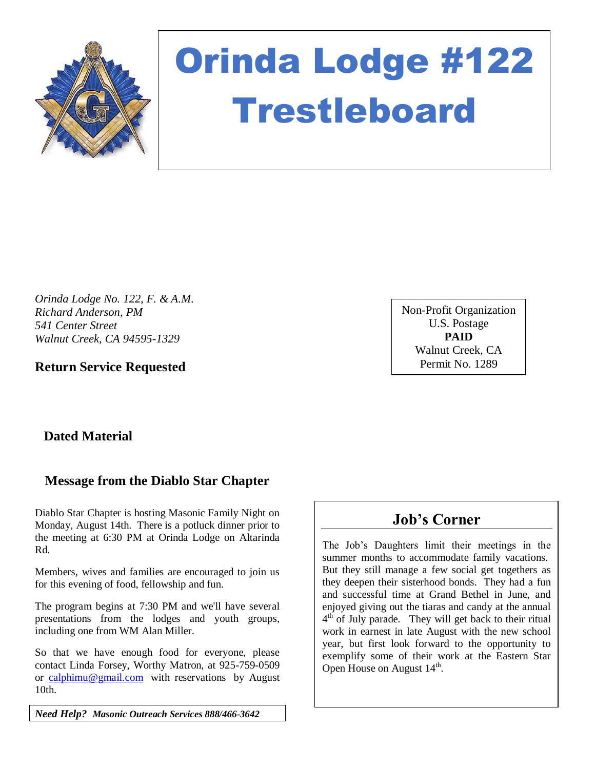# Orinda Lodge #122 Trestleboard

*Orinda Lodge No. 122, F. & A.M.*
*Richard Anderson, PM*
*541 Center Street*
*Walnut Creek, CA 94595-1329*

**Return Service Requested**

Non-Profit Organization
U.S. Postage
**PAID**
Walnut Creek, CA
Permit No. 1289

**Dated Material**

## Message from the Diablo Star Chapter

Diablo Star Chapter is hosting Masonic Family Night on Monday, August 14th. There is a potluck dinner prior to the meeting at 6:30 PM at Orinda Lodge on Altarinda Rd.

Members, wives and families are encouraged to join us for this evening of food, fellowship and fun.

The program begins at 7:30 PM and we'll have several presentations from the lodges and youth groups, including one from WM Alan Miller.

So that we have enough food for everyone, please contact Linda Forsey, Worthy Matron, at 925-759-0509 or calphimu@gmail.com with reservations by August 10th.

***Need Help? Masonic Outreach Services 888/466-3642***

## Job's Corner

The Job's Daughters limit their meetings in the summer months to accommodate family vacations. But they still manage a few social get togethers as they deepen their sisterhood bonds. They had a fun and successful time at Grand Bethel in June, and enjoyed giving out the tiaras and candy at the annual 4th of July parade. They will get back to their ritual work in earnest in late August with the new school year, but first look forward to the opportunity to exemplify some of their work at the Eastern Star Open House on August 14th.